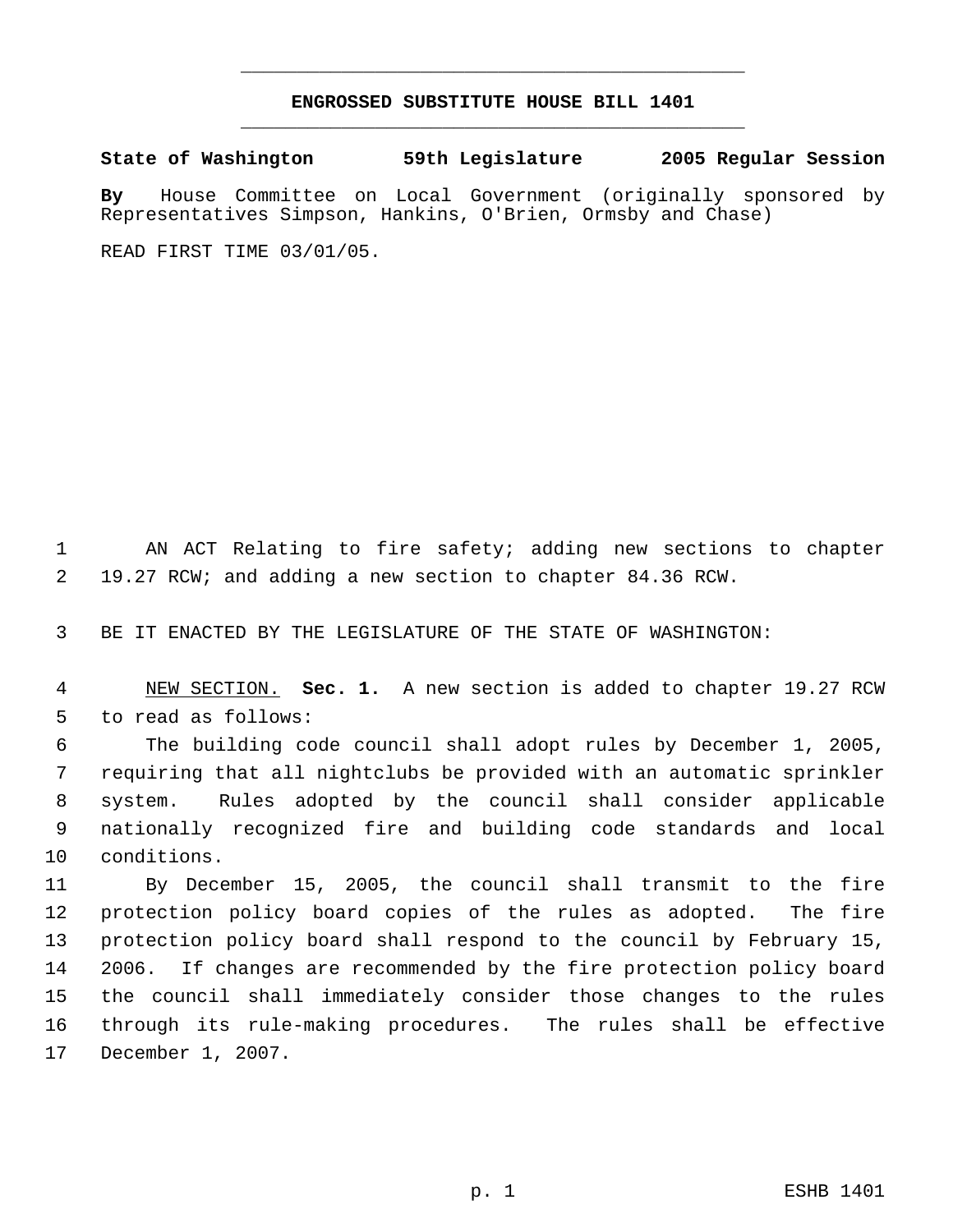# ENGROSSED SUBSTITUTE HOUSE BILL 1401

**State of Washington 59th Legislature 2005 Regular Session**

**By** House Committee on Local Government (originally sponsored by Representatives Simpson, Hankins, O'Brien, Ormsby and Chase)

READ FIRST TIME 03/01/05.

AN ACT Relating to fire safety; adding new sections to chapter 19.27 RCW; and adding a new section to chapter 84.36 RCW.

BE IT ENACTED BY THE LEGISLATURE OF THE STATE OF WASHINGTON:

NEW SECTION. **Sec. 1.** A new section is added to chapter 19.27 RCW to read as follows:

The building code council shall adopt rules by December 1, 2005, requiring that all nightclubs be provided with an automatic sprinkler system. Rules adopted by the council shall consider applicable nationally recognized fire and building code standards and local conditions.

By December 15, 2005, the council shall transmit to the fire protection policy board copies of the rules as adopted. The fire protection policy board shall respond to the council by February 15, 2006. If changes are recommended by the fire protection policy board the council shall immediately consider those changes to the rules through its rule-making procedures. The rules shall be effective December 1, 2007.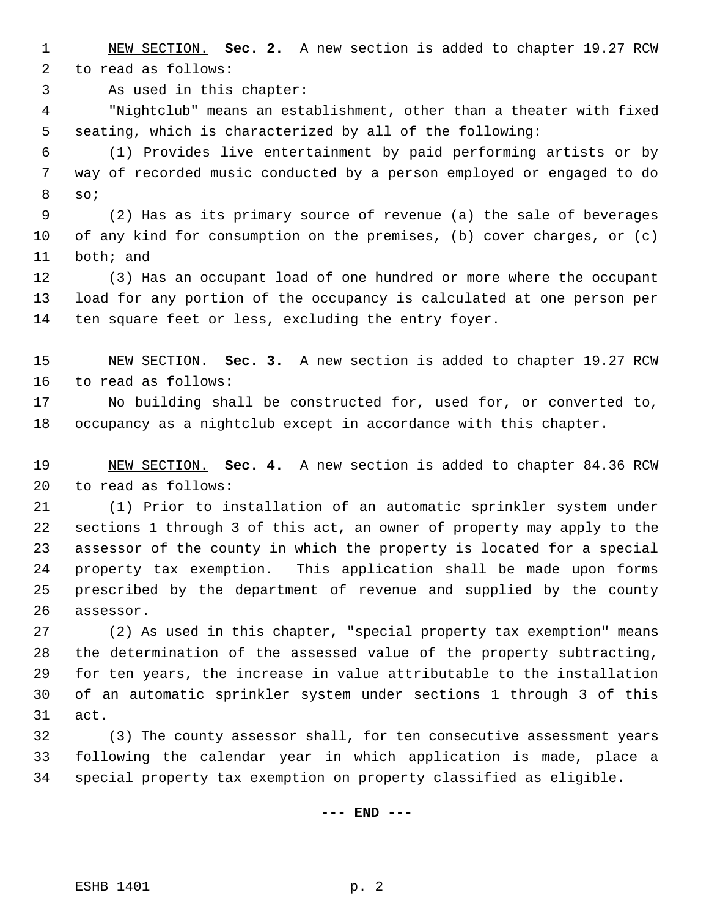NEW SECTION. **Sec. 2.** A new section is added to chapter 19.27 RCW to read as follows:

As used in this chapter:

"Nightclub" means an establishment, other than a theater with fixed seating, which is characterized by all of the following:

(1) Provides live entertainment by paid performing artists or by way of recorded music conducted by a person employed or engaged to do so;

(2) Has as its primary source of revenue (a) the sale of beverages of any kind for consumption on the premises, (b) cover charges, or (c) both; and

(3) Has an occupant load of one hundred or more where the occupant load for any portion of the occupancy is calculated at one person per ten square feet or less, excluding the entry foyer.

NEW SECTION. **Sec. 3.** A new section is added to chapter 19.27 RCW to read as follows:

No building shall be constructed for, used for, or converted to, occupancy as a nightclub except in accordance with this chapter.

NEW SECTION. **Sec. 4.** A new section is added to chapter 84.36 RCW to read as follows:

(1) Prior to installation of an automatic sprinkler system under sections 1 through 3 of this act, an owner of property may apply to the assessor of the county in which the property is located for a special property tax exemption. This application shall be made upon forms prescribed by the department of revenue and supplied by the county assessor.

(2) As used in this chapter, "special property tax exemption" means the determination of the assessed value of the property subtracting, for ten years, the increase in value attributable to the installation of an automatic sprinkler system under sections 1 through 3 of this act.

(3) The county assessor shall, for ten consecutive assessment years following the calendar year in which application is made, place a special property tax exemption on property classified as eligible.

**--- END ---**